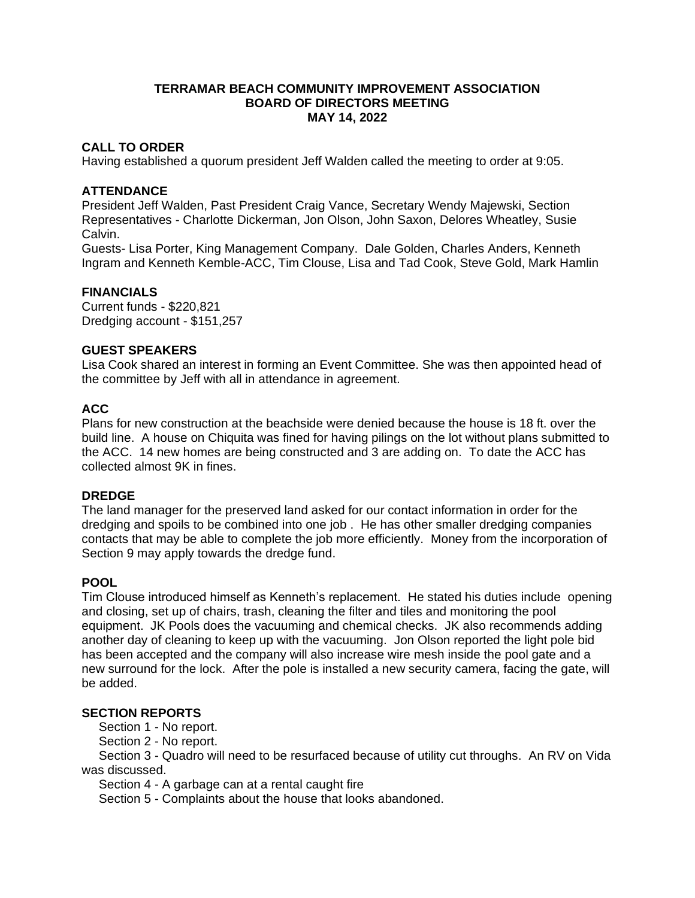# TERRAMAR BEACH COMMUNITY IMPROVEMENT ASSOCIATION
# BOARD OF DIRECTORS MEETING
# MAY 14, 2022

## CALL TO ORDER

Having established a quorum president Jeff Walden called the meeting to order at 9:05.

## ATTENDANCE

President Jeff Walden, Past President Craig Vance, Secretary Wendy Majewski, Section Representatives - Charlotte Dickerman, Jon Olson, John Saxon, Delores Wheatley, Susie Calvin.

Guests- Lisa Porter, King Management Company. Dale Golden, Charles Anders, Kenneth Ingram and Kenneth Kemble-ACC, Tim Clouse, Lisa and Tad Cook, Steve Gold, Mark Hamlin

## FINANCIALS

Current funds - $220,821
Dredging account - $151,257

## GUEST SPEAKERS

Lisa Cook shared an interest in forming an Event Committee. She was then appointed head of the committee by Jeff with all in attendance in agreement.

## ACC

Plans for new construction at the beachside were denied because the house is 18 ft. over the build line. A house on Chiquita was fined for having pilings on the lot without plans submitted to the ACC. 14 new homes are being constructed and 3 are adding on. To date the ACC has collected almost 9K in fines.

## DREDGE

The land manager for the preserved land asked for our contact information in order for the dredging and spoils to be combined into one job . He has other smaller dredging companies contacts that may be able to complete the job more efficiently. Money from the incorporation of Section 9 may apply towards the dredge fund.

## POOL

Tim Clouse introduced himself as Kenneth's replacement. He stated his duties include opening and closing, set up of chairs, trash, cleaning the filter and tiles and monitoring the pool equipment. JK Pools does the vacuuming and chemical checks. JK also recommends adding another day of cleaning to keep up with the vacuuming. Jon Olson reported the light pole bid has been accepted and the company will also increase wire mesh inside the pool gate and a new surround for the lock. After the pole is installed a new security camera, facing the gate, will be added.

## SECTION REPORTS

Section 1 - No report.

Section 2 - No report.

Section 3 - Quadro will need to be resurfaced because of utility cut throughs. An RV on Vida was discussed.

Section 4 - A garbage can at a rental caught fire

Section 5 - Complaints about the house that looks abandoned.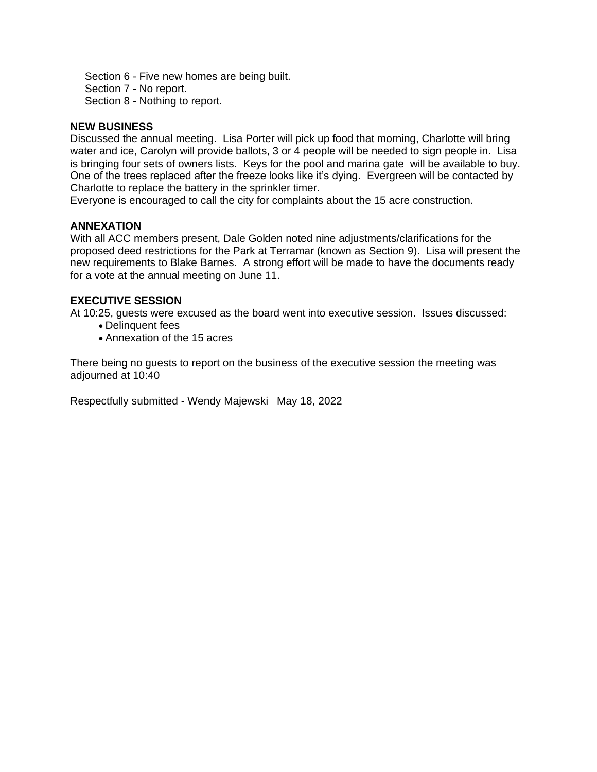Section 6 - Five new homes are being built.
Section 7 - No report.
Section 8 - Nothing to report.

**NEW BUSINESS**

Discussed the annual meeting. Lisa Porter will pick up food that morning, Charlotte will bring water and ice, Carolyn will provide ballots, 3 or 4 people will be needed to sign people in. Lisa is bringing four sets of owners lists. Keys for the pool and marina gate will be available to buy. One of the trees replaced after the freeze looks like it's dying. Evergreen will be contacted by Charlotte to replace the battery in the sprinkler timer.
Everyone is encouraged to call the city for complaints about the 15 acre construction.

**ANNEXATION**

With all ACC members present, Dale Golden noted nine adjustments/clarifications for the proposed deed restrictions for the Park at Terramar (known as Section 9). Lisa will present the new requirements to Blake Barnes. A strong effort will be made to have the documents ready for a vote at the annual meeting on June 11.

**EXECUTIVE SESSION**

At 10:25, guests were excused as the board went into executive session. Issues discussed:

- Delinquent fees
- Annexation of the 15 acres

There being no guests to report on the business of the executive session the meeting was adjourned at 10:40

Respectfully submitted - Wendy Majewski May 18, 2022